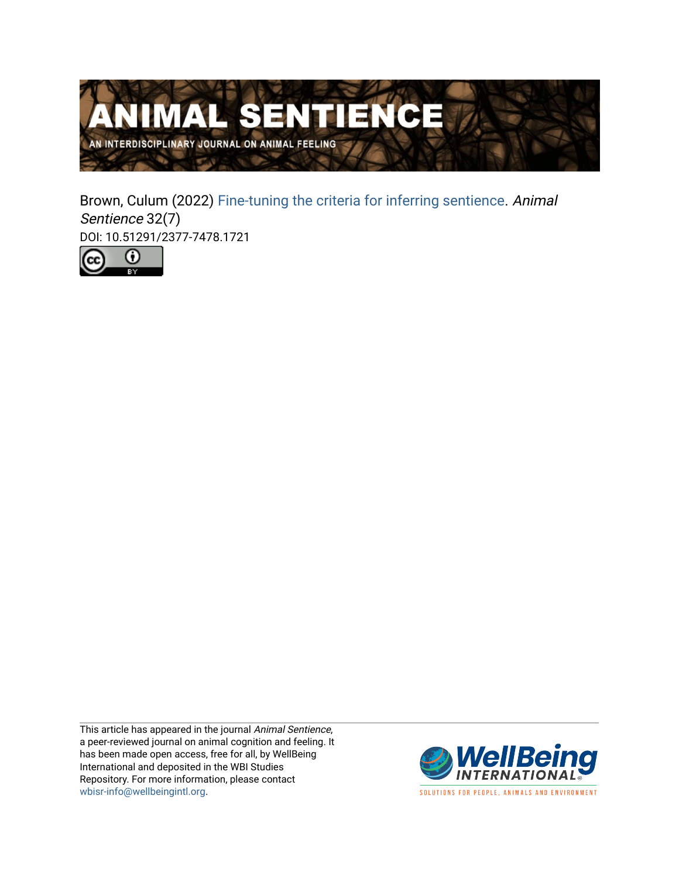# ANIMAL SENTIENCE

AN INTERDISCIPLINARY JOURNAL ON ANIMAL FEELING

Brown, Culum (2022) Fine-tuning the criteria for inferring sentience. *Animal Sentience* 32(7)

DOI: 10.51291/2377-7478.1721

This article has appeared in the journal *Animal Sentience*, a peer-reviewed journal on animal cognition and feeling. It has been made open access, free for all, by WellBeing International and deposited in the WBI Studies Repository. For more information, please contact wbisr-info@wellbeingintl.org.

WellBeing INTERNATIONAL

SOLUTIONS FOR PEOPLE, ANIMALS AND ENVIRONMENT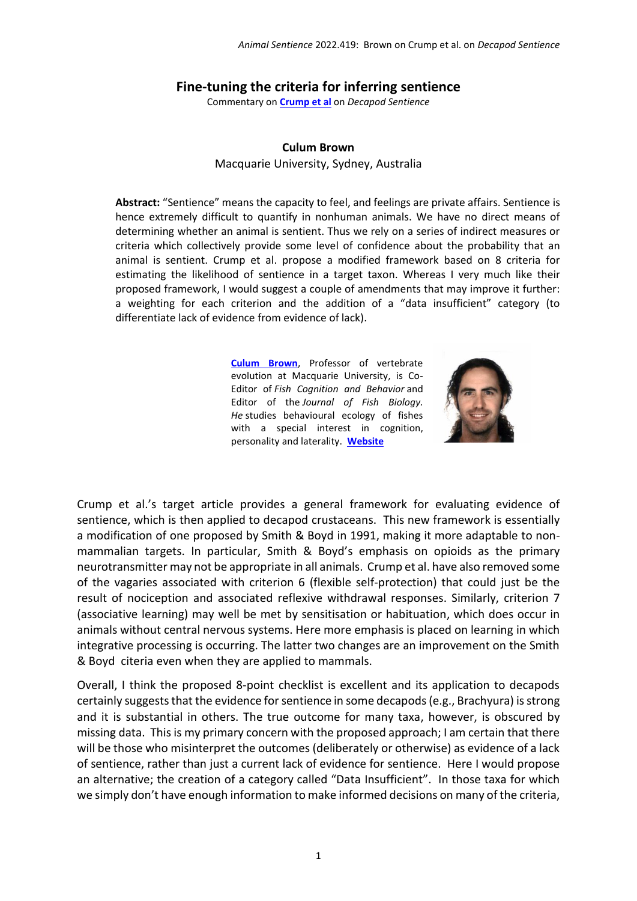# Fine-tuning the criteria for inferring sentience

Commentary on **Crump et al** on *Decapod Sentience*

**Culum Brown**

Macquarie University, Sydney, Australia

**Abstract:** "Sentience" means the capacity to feel, and feelings are private affairs. Sentience is hence extremely difficult to quantify in nonhuman animals. We have no direct means of determining whether an animal is sentient. Thus we rely on a series of indirect measures or criteria which collectively provide some level of confidence about the probability that an animal is sentient. Crump et al. propose a modified framework based on 8 criteria for estimating the likelihood of sentience in a target taxon. Whereas I very much like their proposed framework, I would suggest a couple of amendments that may improve it further: a weighting for each criterion and the addition of a "data insufficient" category (to differentiate lack of evidence from evidence of lack).

**Culum Brown**, Professor of vertebrate evolution at Macquarie University, is Co-Editor of *Fish Cognition and Behavior* and Editor of the *Journal of Fish Biology. He* studies behavioural ecology of fishes with a special interest in cognition, personality and laterality. **Website**

Crump et al.'s target article provides a general framework for evaluating evidence of sentience, which is then applied to decapod crustaceans. This new framework is essentially a modification of one proposed by Smith & Boyd in 1991, making it more adaptable to non-mammalian targets. In particular, Smith & Boyd's emphasis on opioids as the primary neurotransmitter may not be appropriate in all animals. Crump et al. have also removed some of the vagaries associated with criterion 6 (flexible self-protection) that could just be the result of nociception and associated reflexive withdrawal responses. Similarly, criterion 7 (associative learning) may well be met by sensitisation or habituation, which does occur in animals without central nervous systems. Here more emphasis is placed on learning in which integrative processing is occurring. The latter two changes are an improvement on the Smith & Boyd citeria even when they are applied to mammals.

Overall, I think the proposed 8-point checklist is excellent and its application to decapods certainly suggests that the evidence for sentience in some decapods (e.g., Brachyura) is strong and it is substantial in others. The true outcome for many taxa, however, is obscured by missing data. This is my primary concern with the proposed approach; I am certain that there will be those who misinterpret the outcomes (deliberately or otherwise) as evidence of a lack of sentience, rather than just a current lack of evidence for sentience. Here I would propose an alternative; the creation of a category called "Data Insufficient". In those taxa for which we simply don't have enough information to make informed decisions on many of the criteria,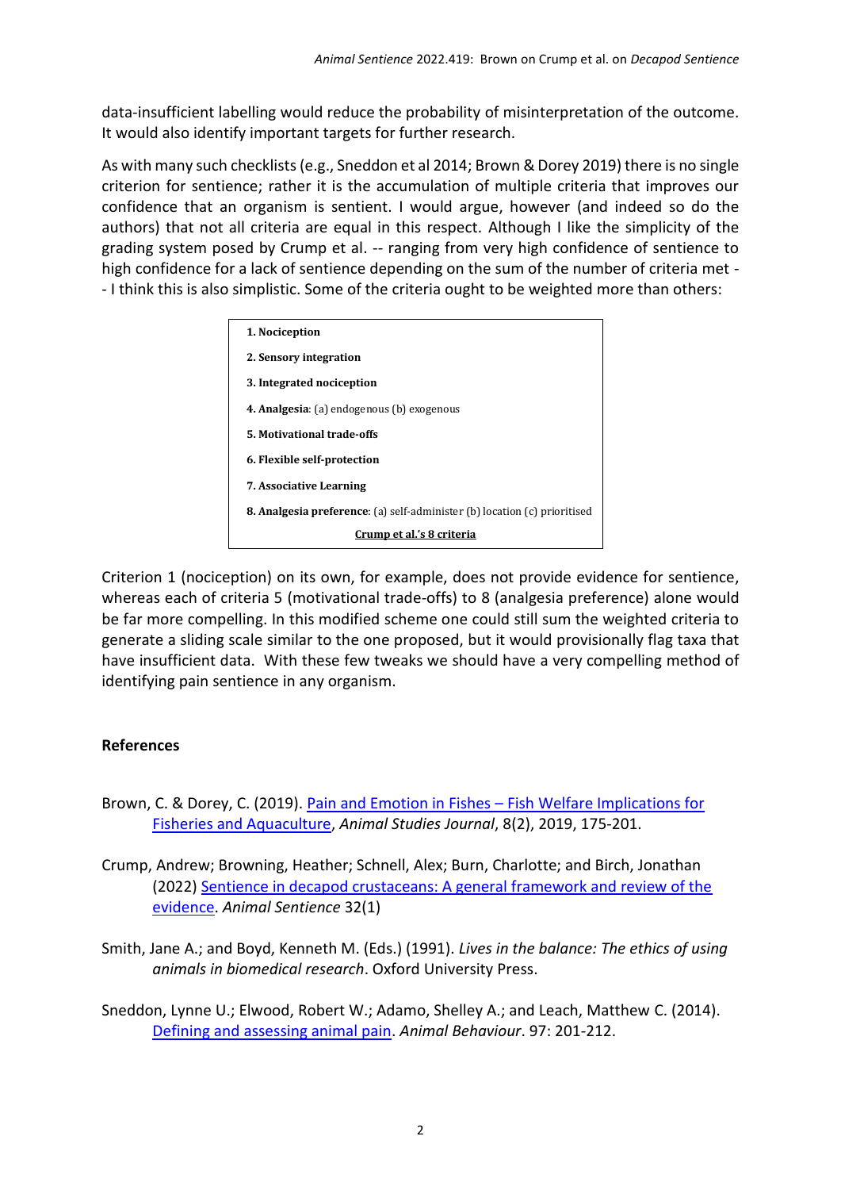data-insufficient labelling would reduce the probability of misinterpretation of the outcome. It would also identify important targets for further research.

As with many such checklists (e.g., Sneddon et al 2014; Brown & Dorey 2019) there is no single criterion for sentience; rather it is the accumulation of multiple criteria that improves our confidence that an organism is sentient. I would argue, however (and indeed so do the authors) that not all criteria are equal in this respect. Although I like the simplicity of the grading system posed by Crump et al. -- ranging from very high confidence of sentience to high confidence for a lack of sentience depending on the sum of the number of criteria met -- I think this is also simplistic. Some of the criteria ought to be weighted more than others:

**1. Nociception**

**2. Sensory integration**

**3. Integrated nociception**

**4. Analgesia**: (a) endogenous (b) exogenous

**5. Motivational trade-offs**

**6. Flexible self-protection**

**7. Associative Learning**

**8. Analgesia preference**: (a) self-administer (b) location (c) prioritised

**Crump et al.'s 8 criteria**

Criterion 1 (nociception) on its own, for example, does not provide evidence for sentience, whereas each of criteria 5 (motivational trade-offs) to 8 (analgesia preference) alone would be far more compelling. In this modified scheme one could still sum the weighted criteria to generate a sliding scale similar to the one proposed, but it would provisionally flag taxa that have insufficient data. With these few tweaks we should have a very compelling method of identifying pain sentience in any organism.

## References

Brown, C. & Dorey, C. (2019). Pain and Emotion in Fishes – Fish Welfare Implications for Fisheries and Aquaculture, *Animal Studies Journal*, 8(2), 2019, 175-201.

Crump, Andrew; Browning, Heather; Schnell, Alex; Burn, Charlotte; and Birch, Jonathan (2022) Sentience in decapod crustaceans: A general framework and review of the evidence. *Animal Sentience* 32(1)

Smith, Jane A.; and Boyd, Kenneth M. (Eds.) (1991). *Lives in the balance: The ethics of using animals in biomedical research*. Oxford University Press.

Sneddon, Lynne U.; Elwood, Robert W.; Adamo, Shelley A.; and Leach, Matthew C. (2014). Defining and assessing animal pain. *Animal Behaviour*. 97: 201-212.